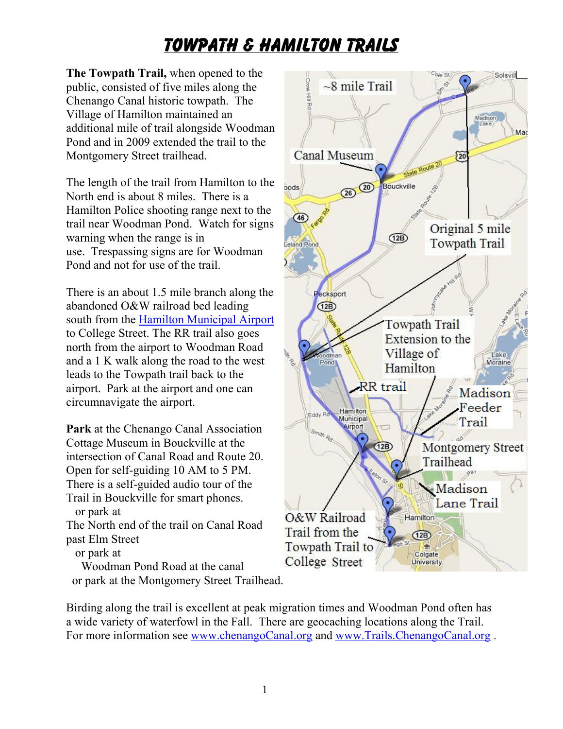# TOWPATH & HAMILTON TRAILS

**The Towpath Trail,** when opened to the public, consisted of five miles along the Chenango Canal historic towpath. The Village of Hamilton maintained an additional mile of trail alongside Woodman Pond and in 2009 extended the trail to the Montgomery Street trailhead.

The length of the trail from Hamilton to the North end is about 8 miles. There is a Hamilton Police shooting range next to the trail near Woodman Pond. Watch for signs warning when the range is in use. Trespassing signs are for Woodman Pond and not for use of the trail.

There is an about 1.5 mile branch along the abandoned O&W railroad bed leading south from the Hamilton Municipal Airport to College Street. The RR trail also goes north from the airport to Woodman Road and a 1 K walk along the road to the west leads to the Towpath trail back to the airport. Park at the airport and one can circumnavigate the airport.

**Park** at the Chenango Canal Association Cottage Museum in Bouckville at the intersection of Canal Road and Route 20. Open for self-guiding 10 AM to 5 PM. There is a self-guided audio tour of the Trail in Bouckville for smart phones.

or park at

The North end of the trail on Canal Road past Elm Street

or park at

Woodman Pond Road at the canal

or park at the Montgomery Street Trailhead.

~8 mile Trail

Canal Museum

Original 5 mile Towpath Trail

Towpath Trail Extension to the Village of Hamilton

RR trail

Madison Feeder Trail

Montgomery Street Trailhead

Madison Lane Trail

O&W Railroad Trail from the Towpath Trail to College Street

Birding along the trail is excellent at peak migration times and Woodman Pond often has a wide variety of waterfowl in the Fall. There are geocaching locations along the Trail. For more information see www.chenangoCanal.org and www.Trails.ChenangoCanal.org .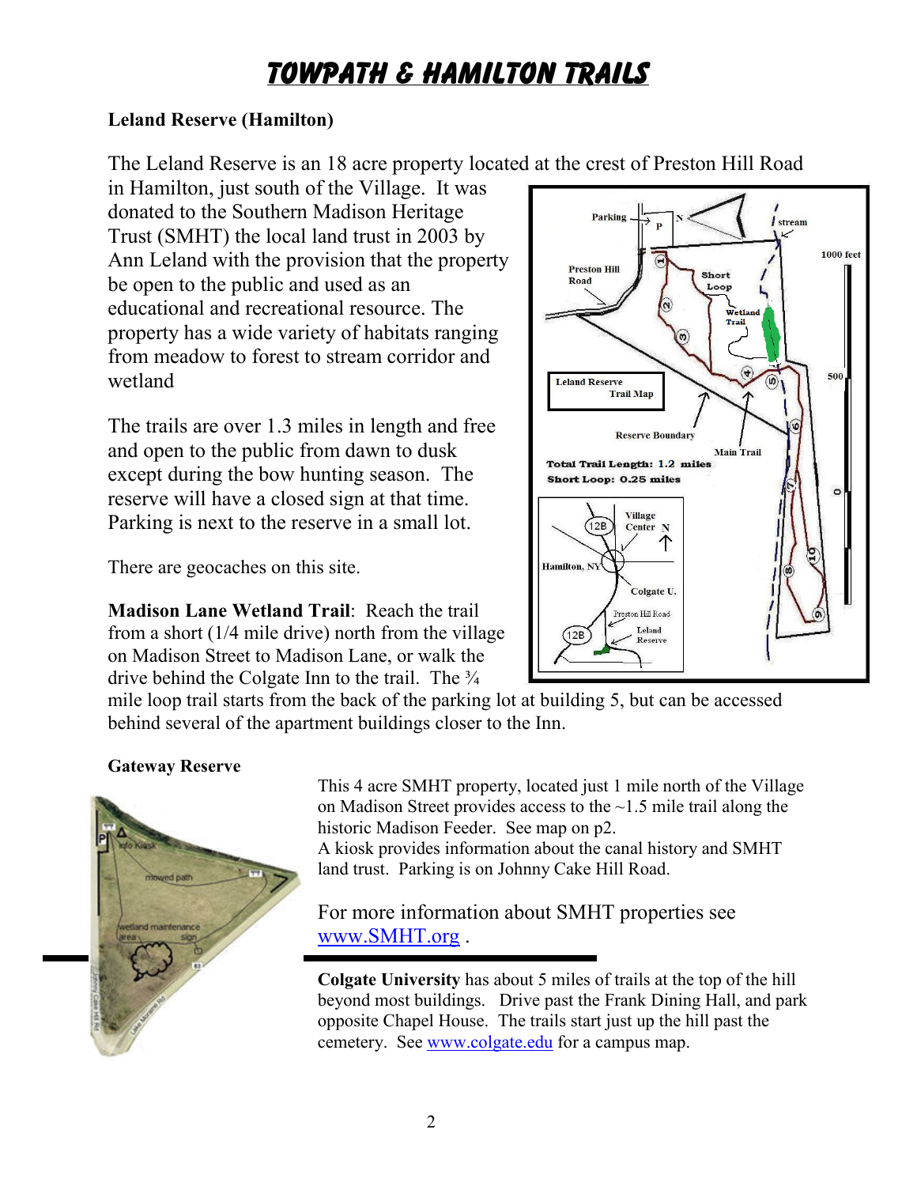# TOWPATH & HAMILTON TRAILS

**Leland Reserve (Hamilton)**

The Leland Reserve is an 18 acre property located at the crest of Preston Hill Road in Hamilton, just south of the Village. It was donated to the Southern Madison Heritage Trust (SMHT) the local land trust in 2003 by Ann Leland with the provision that the property be open to the public and used as an educational and recreational resource. The property has a wide variety of habitats ranging from meadow to forest to stream corridor and wetland

The trails are over 1.3 miles in length and free and open to the public from dawn to dusk except during the bow hunting season. The reserve will have a closed sign at that time. Parking is next to the reserve in a small lot.

There are geocaches on this site.

Parking
P
N
stream
1000 feet
Preston Hill Road
Short Loop
Wetland Trail
500
Leland Reserve Trail Map
Reserve Boundary
Main Trail
Total Trail Length: 1.2 miles
Short Loop: 0.25 miles
0
Village Center
12B
Hamilton, NY
Colgate U.
Preston Hill Road
Leland Reserve
12B

**Madison Lane Wetland Trail**: Reach the trail from a short (1/4 mile drive) north from the village on Madison Street to Madison Lane, or walk the drive behind the Colgate Inn to the trail. The ¾ mile loop trail starts from the back of the parking lot at building 5, but can be accessed behind several of the apartment buildings closer to the Inn.

**Gateway Reserve**

Info Kiosk
mowed path
wetland maintenance area
sign
Johnny Cake Hill Rd
Lake Moraine Rd

This 4 acre SMHT property, located just 1 mile north of the Village on Madison Street provides access to the ~1.5 mile trail along the historic Madison Feeder. See map on p2.
A kiosk provides information about the canal history and SMHT land trust. Parking is on Johnny Cake Hill Road.

For more information about SMHT properties see www.SMHT.org .

**Colgate University** has about 5 miles of trails at the top of the hill beyond most buildings. Drive past the Frank Dining Hall, and park opposite Chapel House. The trails start just up the hill past the cemetery. See www.colgate.edu for a campus map.